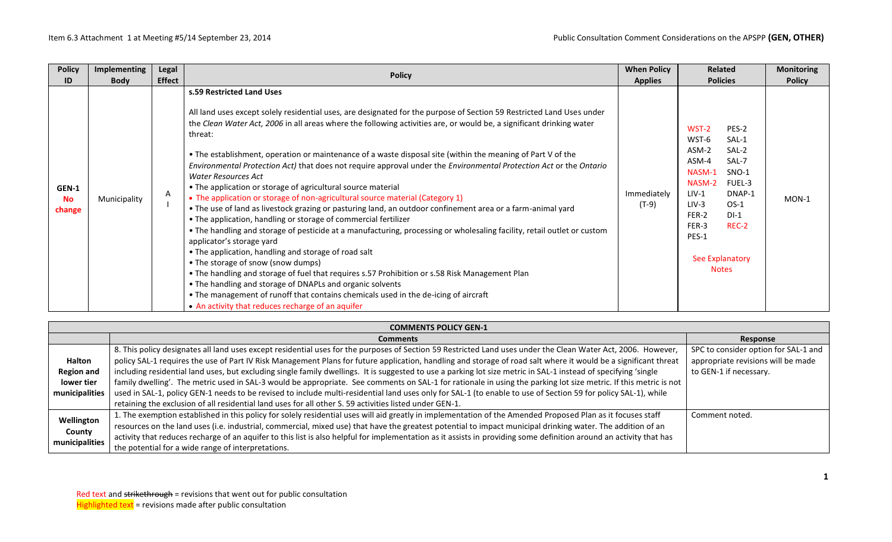| Policy ID | Implementing Body | Legal Effect | Policy | When Policy Applies | Related Policies | Monitoring Policy |
|---|---|---|---|---|---|---|
| **GEN-1** **No change** | Municipality | A I | **s.59 Restricted Land Uses**<br><br>All land uses except solely residential uses, are designated for the purpose of Section 59 Restricted Land Uses under the *Clean Water Act, 2006* in all areas where the following activities are, or would be, a significant drinking water threat:<br><br>• The establishment, operation or maintenance of a waste disposal site (within the meaning of Part V of the *Environmental Protection Act)* that does not require approval under the *Environmental Protection Act* or the *Ontario Water Resources Act*<br>• The application or storage of agricultural source material<br>• The application or storage of non-agricultural source material (Category 1)<br>• The use of land as livestock grazing or pasturing land, an outdoor confinement area or a farm-animal yard<br>• The application, handling or storage of commercial fertilizer<br>• The handling and storage of pesticide at a manufacturing, processing or wholesaling facility, retail outlet or custom applicator's storage yard<br>• The application, handling and storage of road salt<br>• The storage of snow (snow dumps)<br>• The handling and storage of fuel that requires s.57 Prohibition or s.58 Risk Management Plan<br>• The handling and storage of DNAPLs and organic solvents<br>• The management of runoff that contains chemicals used in the de-icing of aircraft<br>• An activity that reduces recharge of an aquifer | Immediately (T-9) | WST-2, WST-6, ASM-2, ASM-4, NASM-1, NASM-2, LIV-1, LIV-3, FER-2, FER-3, PES-1, PES-2, SAL-1, SAL-2, SAL-7, SNO-1, FUEL-3, DNAP-1, OS-1, DI-1, REC-2<br><br>See Explanatory Notes | MON-1 |

| COMMENTS POLICY GEN-1 | | |
|---|---|---|
| | **Comments** | **Response** |
| **Halton Region and lower tier municipalities** | 8. This policy designates all land uses except residential uses for the purposes of Section 59 Restricted Land Uses under the Clean Water Act, 2006. However, policy SAL-1 requires the use of Part IV Risk Management Plans for future application, handling and storage of road salt where it would be a significant threat including residential land uses, but excluding single family dwellings. It is suggested to use a parking lot size metric in SAL-1 instead of specifying 'single family dwelling'. The metric used in SAL-3 would be appropriate. See comments on SAL-1 for rationale in using the parking lot size metric. If this metric is not used in SAL-1, policy GEN-1 needs to be revised to include multi-residential land uses only for SAL-1 (to enable to use of Section 59 for policy SAL-1), while retaining the exclusion of all residential land uses for all other S. 59 activities listed under GEN-1. | SPC to consider option for SAL-1 and appropriate revisions will be made to GEN-1 if necessary. |
| **Wellington County municipalities** | 1. The exemption established in this policy for solely residential uses will aid greatly in implementation of the Amended Proposed Plan as it focuses staff resources on the land uses (i.e. industrial, commercial, mixed use) that have the greatest potential to impact municipal drinking water. The addition of an activity that reduces recharge of an aquifer to this list is also helpful for implementation as it assists in providing some definition around an activity that has the potential for a wide range of interpretations. | Comment noted. |

Red text and ~~strikethrough~~ = revisions that went out for public consultation
Highlighted text = revisions made after public consultation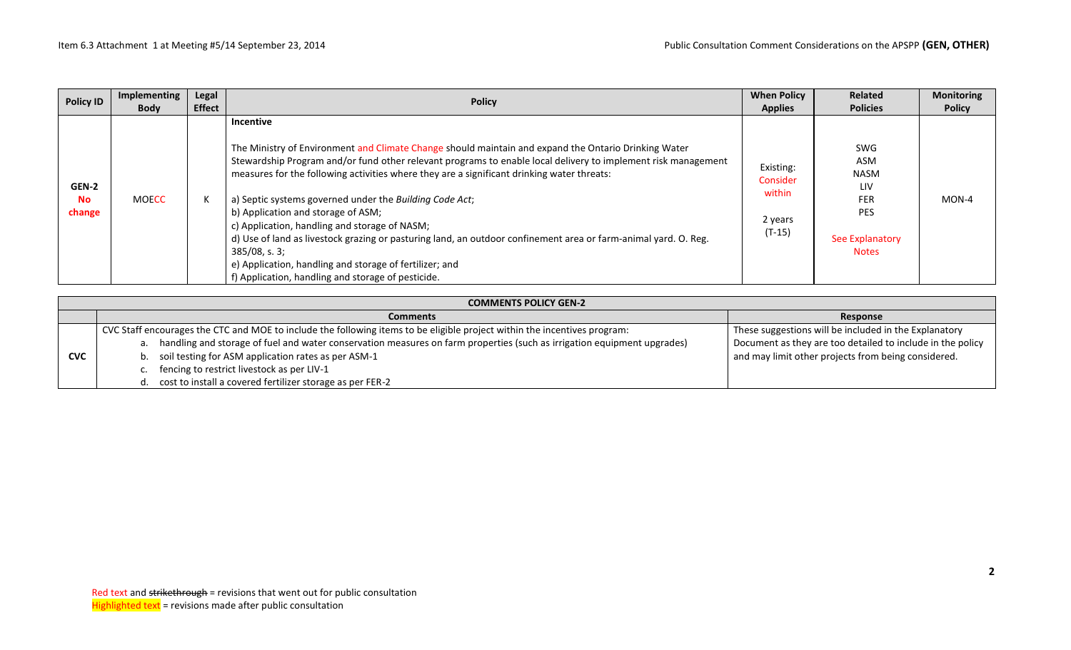| Policy ID | Implementing Body | Legal Effect | Policy | When Policy Applies | Related Policies | Monitoring Policy |
|---|---|---|---|---|---|---|
| GEN-2 No change | MOECC | K | **Incentive**<br><br>The Ministry of Environment and Climate Change should maintain and expand the Ontario Drinking Water Stewardship Program and/or fund other relevant programs to enable local delivery to implement risk management measures for the following activities where they are a significant drinking water threats:<br><br>a) Septic systems governed under the *Building Code Act*;<br>b) Application and storage of ASM;<br>c) Application, handling and storage of NASM;<br>d) Use of land as livestock grazing or pasturing land, an outdoor confinement area or farm-animal yard. O. Reg. 385/08, s. 3;<br>e) Application, handling and storage of fertilizer; and<br>f) Application, handling and storage of pesticide. | Existing: Consider within 2 years (T-15) | SWG<br>ASM<br>NASM<br>LIV<br>FER<br>PES<br><br>See Explanatory Notes | MON-4 |

| COMMENTS POLICY GEN-2 | | |
|---|---|---|
| | **Comments** | **Response** |
| **CVC** | CVC Staff encourages the CTC and MOE to include the following items to be eligible project within the incentives program:<br>a. handling and storage of fuel and water conservation measures on farm properties (such as irrigation equipment upgrades)<br>b. soil testing for ASM application rates as per ASM-1<br>c. fencing to restrict livestock as per LIV-1<br>d. cost to install a covered fertilizer storage as per FER-2 | These suggestions will be included in the Explanatory Document as they are too detailed to include in the policy and may limit other projects from being considered. |

Red text and ~~strikethrough~~ = revisions that went out for public consultation
Highlighted text = revisions made after public consultation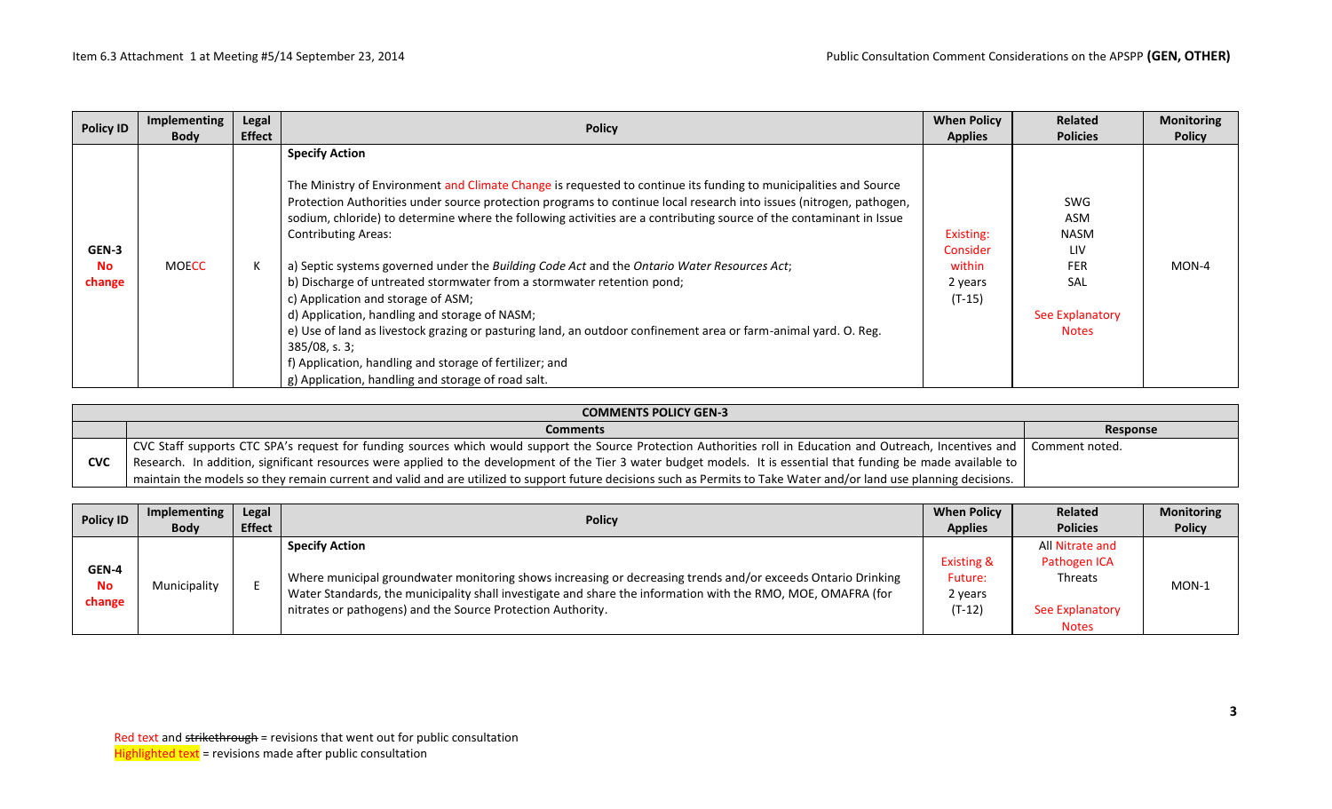| Policy ID | Implementing Body | Legal Effect | Policy | When Policy Applies | Related Policies | Monitoring Policy |
|---|---|---|---|---|---|---|
| GEN-3 No change | MOECC | K | **Specify Action**<br><br>The Ministry of Environment and Climate Change is requested to continue its funding to municipalities and Source Protection Authorities under source protection programs to continue local research into issues (nitrogen, pathogen, sodium, chloride) to determine where the following activities are a contributing source of the contaminant in Issue Contributing Areas:<br><br>a) Septic systems governed under the *Building Code Act* and the *Ontario Water Resources Act*;<br>b) Discharge of untreated stormwater from a stormwater retention pond;<br>c) Application and storage of ASM;<br>d) Application, handling and storage of NASM;<br>e) Use of land as livestock grazing or pasturing land, an outdoor confinement area or farm-animal yard. O. Reg. 385/08, s. 3;<br>f) Application, handling and storage of fertilizer; and<br>g) Application, handling and storage of road salt. | Existing: Consider within 2 years (T-15) | SWG<br>ASM<br>NASM<br>LIV<br>FER<br>SAL<br><br>See Explanatory Notes | MON-4 |

| COMMENTS POLICY GEN-3 | | |
|---|---|---|
| | **Comments** | **Response** |
| **CVC** | CVC Staff supports CTC SPA's request for funding sources which would support the Source Protection Authorities roll in Education and Outreach, Incentives and Research. In addition, significant resources were applied to the development of the Tier 3 water budget models. It is essential that funding be made available to maintain the models so they remain current and valid and are utilized to support future decisions such as Permits to Take Water and/or land use planning decisions. | Comment noted. |

| Policy ID | Implementing Body | Legal Effect | Policy | When Policy Applies | Related Policies | Monitoring Policy |
|---|---|---|---|---|---|---|
| GEN-4 No change | Municipality | E | **Specify Action**<br><br>Where municipal groundwater monitoring shows increasing or decreasing trends and/or exceeds Ontario Drinking Water Standards, the municipality shall investigate and share the information with the RMO, MOE, OMAFRA (for nitrates or pathogens) and the Source Protection Authority. | Existing & Future: 2 years (T-12) | All Nitrate and Pathogen ICA Threats<br><br>See Explanatory Notes | MON-1 |

Red text and ~~strikethrough~~ = revisions that went out for public consultation
Highlighted text = revisions made after public consultation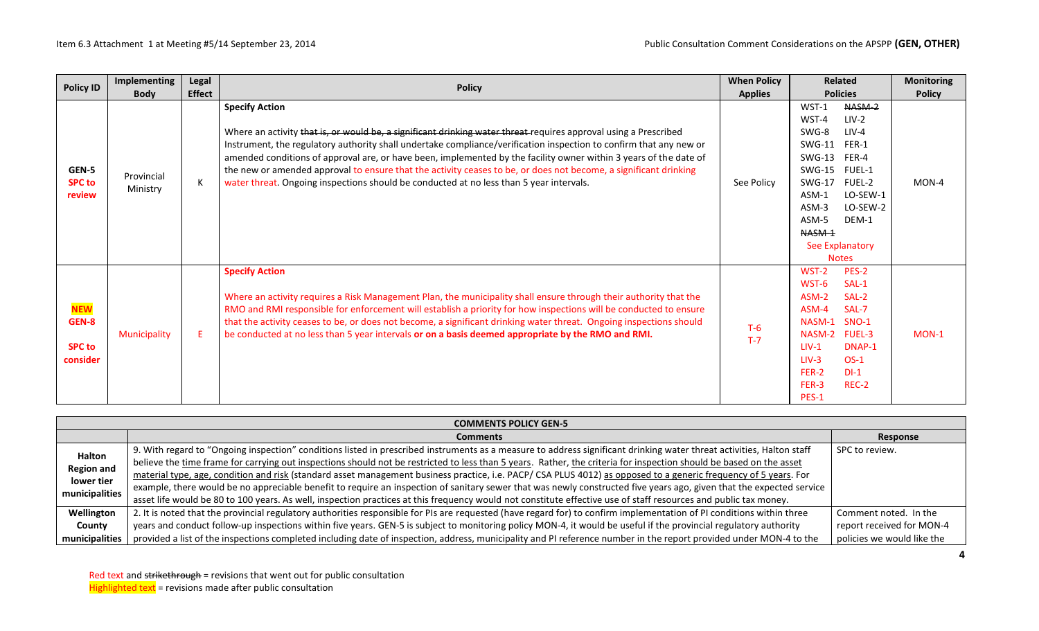| Policy ID | Implementing Body | Legal Effect | Policy | When Policy Applies | Related Policies | Monitoring Policy |
|---|---|---|---|---|---|---|
| GEN-5 SPC to review | Provincial Ministry | K | **Specify Action** Where an activity ~~that is, or would be, a significant drinking water threat~~ requires approval using a Prescribed Instrument, the regulatory authority shall undertake compliance/verification inspection to confirm that any new or amended conditions of approval are, or have been, implemented by the facility owner within 3 years of the date of the new or amended approval to ensure that the activity ceases to be, or does not become, a significant drinking water threat. Ongoing inspections should be conducted at no less than 5 year intervals. | See Policy | WST-1, ~~NASM-2~~, WST-4, LIV-2, SWG-8, LIV-4, SWG-11, FER-1, SWG-13, FER-4, SWG-15, FUEL-1, SWG-17, FUEL-2, ASM-1, LO-SEW-1, ASM-3, LO-SEW-2, ASM-5, DEM-1, ~~NASM-1~~, See Explanatory Notes | MON-4 |
| NEW GEN-8 SPC to consider | Municipality | E | **Specify Action** Where an activity requires a Risk Management Plan, the municipality shall ensure through their authority that the RMO and RMI responsible for enforcement will establish a priority for how inspections will be conducted to ensure that the activity ceases to be, or does not become, a significant drinking water threat. Ongoing inspections should be conducted at no less than 5 year intervals **or on a basis deemed appropriate by the RMO and RMI.** | T-6 T-7 | WST-2, PES-2, WST-6, SAL-1, ASM-2, SAL-2, ASM-4, SAL-7, NASM-1, SNO-1, NASM-2, FUEL-3, LIV-1, DNAP-1, LIV-3, OS-1, FER-2, DI-1, FER-3, REC-2, PES-1 | MON-1 |

| COMMENTS POLICY GEN-5 | | |
|---|---|---|
| | **Comments** | **Response** |
| **Halton Region and lower tier municipalities** | 9. With regard to “Ongoing inspection” conditions listed in prescribed instruments as a measure to address significant drinking water threat activities, Halton staff believe the time frame for carrying out inspections should not be restricted to less than 5 years. Rather, the criteria for inspection should be based on the asset material type, age, condition and risk (standard asset management business practice, i.e. PACP/ CSA PLUS 4012) as opposed to a generic frequency of 5 years. For example, there would be no appreciable benefit to require an inspection of sanitary sewer that was newly constructed five years ago, given that the expected service asset life would be 80 to 100 years. As well, inspection practices at this frequency would not constitute effective use of staff resources and public tax money. | SPC to review. |
| **Wellington County municipalities** | 2. It is noted that the provincial regulatory authorities responsible for PIs are requested (have regard for) to confirm implementation of PI conditions within three years and conduct follow-up inspections within five years. GEN-5 is subject to monitoring policy MON-4, it would be useful if the provincial regulatory authority provided a list of the inspections completed including date of inspection, address, municipality and PI reference number in the report provided under MON-4 to the | Comment noted. In the report received for MON-4 policies we would like the |

Red text and ~~strikethrough~~ = revisions that went out for public consultation
Highlighted text = revisions made after public consultation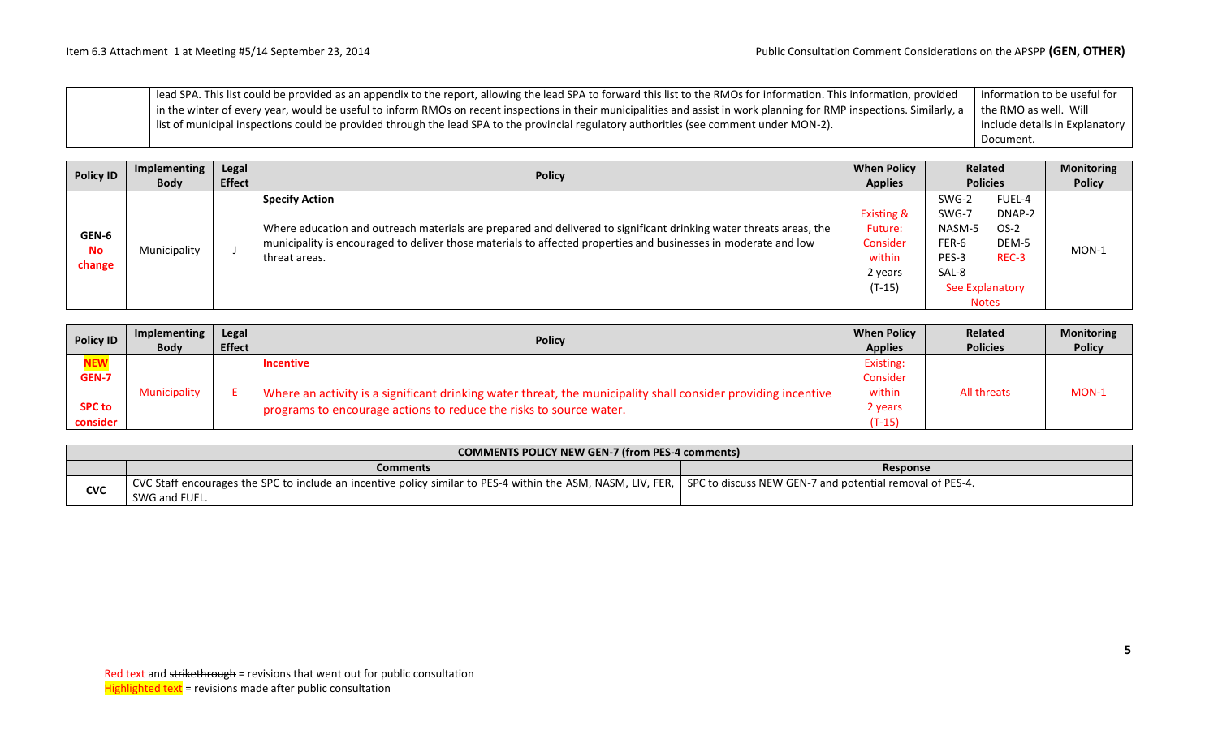| | | |
|---|---|---|
| | lead SPA. This list could be provided as an appendix to the report, allowing the lead SPA to forward this list to the RMOs for information. This information, provided in the winter of every year, would be useful to inform RMOs on recent inspections in their municipalities and assist in work planning for RMP inspections. Similarly, a list of municipal inspections could be provided through the lead SPA to the provincial regulatory authorities (see comment under MON-2). | information to be useful for the RMO as well. Will include details in Explanatory Document. |

| Policy ID | Implementing Body | Legal Effect | Policy | When Policy Applies | Related Policies | Monitoring Policy |
|---|---|---|---|---|---|---|
| GEN-6 **No change** | Municipality | J | **Specify Action**<br><br>Where education and outreach materials are prepared and delivered to significant drinking water threats areas, the municipality is encouraged to deliver those materials to affected properties and businesses in moderate and low threat areas. | Existing & Future: Consider within 2 years (T-15) | SWG-2 FUEL-4 SWG-7 DNAP-2 NASM-5 OS-2 FER-6 DEM-5 PES-3 REC-3 SAL-8 See Explanatory Notes | MON-1 |

| Policy ID | Implementing Body | Legal Effect | Policy | When Policy Applies | Related Policies | Monitoring Policy |
|---|---|---|---|---|---|---|
| **NEW GEN-7**<br><br>**SPC to consider** | Municipality | E | **Incentive**<br><br>Where an activity is a significant drinking water threat, the municipality shall consider providing incentive programs to encourage actions to reduce the risks to source water. | Existing: Consider within 2 years (T-15) | All threats | MON-1 |

| COMMENTS POLICY NEW GEN-7 (from PES-4 comments) | | |
|---|---|---|
| | **Comments** | **Response** |
| **CVC** | CVC Staff encourages the SPC to include an incentive policy similar to PES-4 within the ASM, NASM, LIV, FER, SWG and FUEL. | SPC to discuss NEW GEN-7 and potential removal of PES-4. |

Red text and ~~strikethrough~~ = revisions that went out for public consultation
Highlighted text = revisions made after public consultation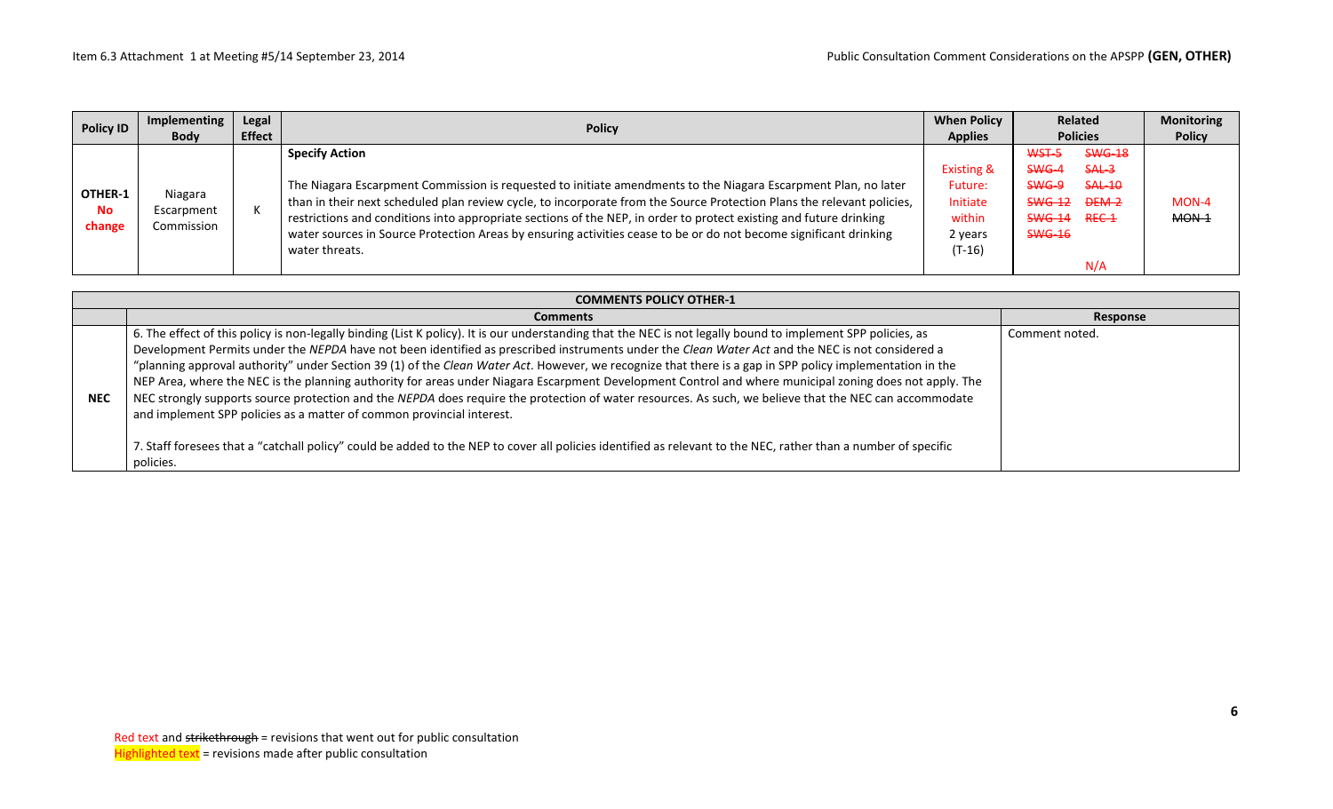| Policy ID | Implementing Body | Legal Effect | Policy | When Policy Applies | Related Policies | Monitoring Policy |
|---|---|---|---|---|---|---|
| OTHER-1 No change | Niagara Escarpment Commission | K | **Specify Action**<br><br>The Niagara Escarpment Commission is requested to initiate amendments to the Niagara Escarpment Plan, no later than in their next scheduled plan review cycle, to incorporate from the Source Protection Plans the relevant policies, restrictions and conditions into appropriate sections of the NEP, in order to protect existing and future drinking water sources in Source Protection Areas by ensuring activities cease to be or do not become significant drinking water threats. | Existing & Future: Initiate within 2 years (T-16) | ~~WST-5~~ ~~SWG-4~~ ~~SWG-9~~ ~~SWG-12~~ ~~SWG-14~~ ~~SWG-16~~ ~~SWG-18~~ ~~SAL-3~~ ~~SAL-10~~ ~~DEM-2~~ ~~REC-1~~<br><br>N/A | MON-4 ~~MON-1~~ |

| COMMENTS POLICY OTHER-1 | | |
|---|---|---|
| | **Comments** | **Response** |
| **NEC** | 6. The effect of this policy is non-legally binding (List K policy). It is our understanding that the NEC is not legally bound to implement SPP policies, as Development Permits under the *NEPDA* have not been identified as prescribed instruments under the *Clean Water Act* and the NEC is not considered a "planning approval authority" under Section 39 (1) of the *Clean Water Act*. However, we recognize that there is a gap in SPP policy implementation in the NEP Area, where the NEC is the planning authority for areas under Niagara Escarpment Development Control and where municipal zoning does not apply. The NEC strongly supports source protection and the *NEPDA* does require the protection of water resources. As such, we believe that the NEC can accommodate and implement SPP policies as a matter of common provincial interest.<br><br>7. Staff foresees that a "catchall policy" could be added to the NEP to cover all policies identified as relevant to the NEC, rather than a number of specific policies. | Comment noted. |

Red text and ~~strikethrough~~ = revisions that went out for public consultation
Highlighted text = revisions made after public consultation